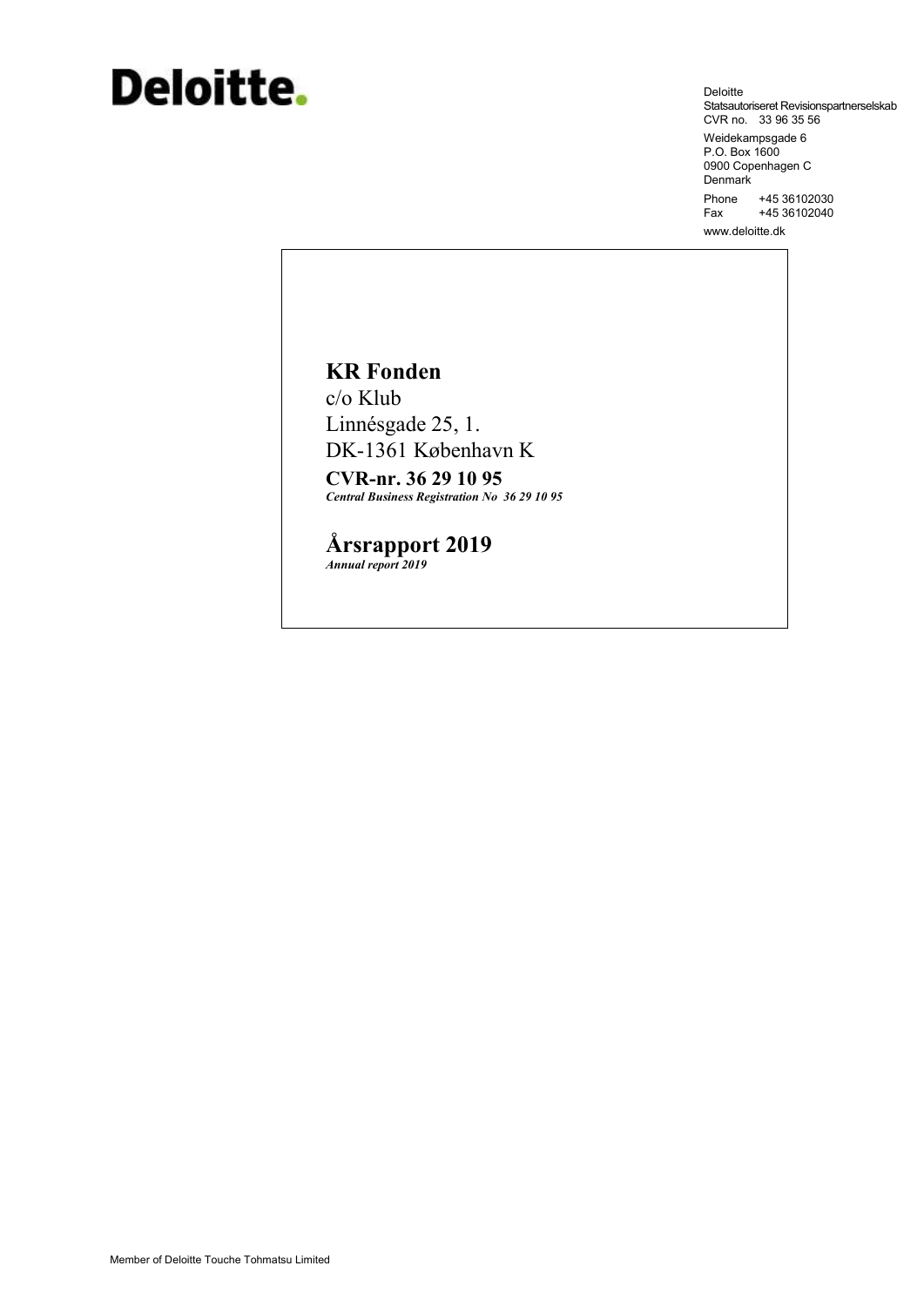Deloitte.

Deloitte
Statsautoriseret Revisionspartnerselskab
CVR no. 33 96 35 56

Weidekampsgade 6
P.O. Box 1600
0900 Copenhagen C
Denmark

Phone +45 36102030
Fax +45 36102040

www.deloitte.dk

# KR Fonden

c/o Klub
Linnésgade 25, 1.
DK-1361 København K

**CVR-nr. 36 29 10 95**
***Central Business Registration No 36 29 10 95***

# Årsrapport 2019

***Annual report 2019***

Member of Deloitte Touche Tohmatsu Limited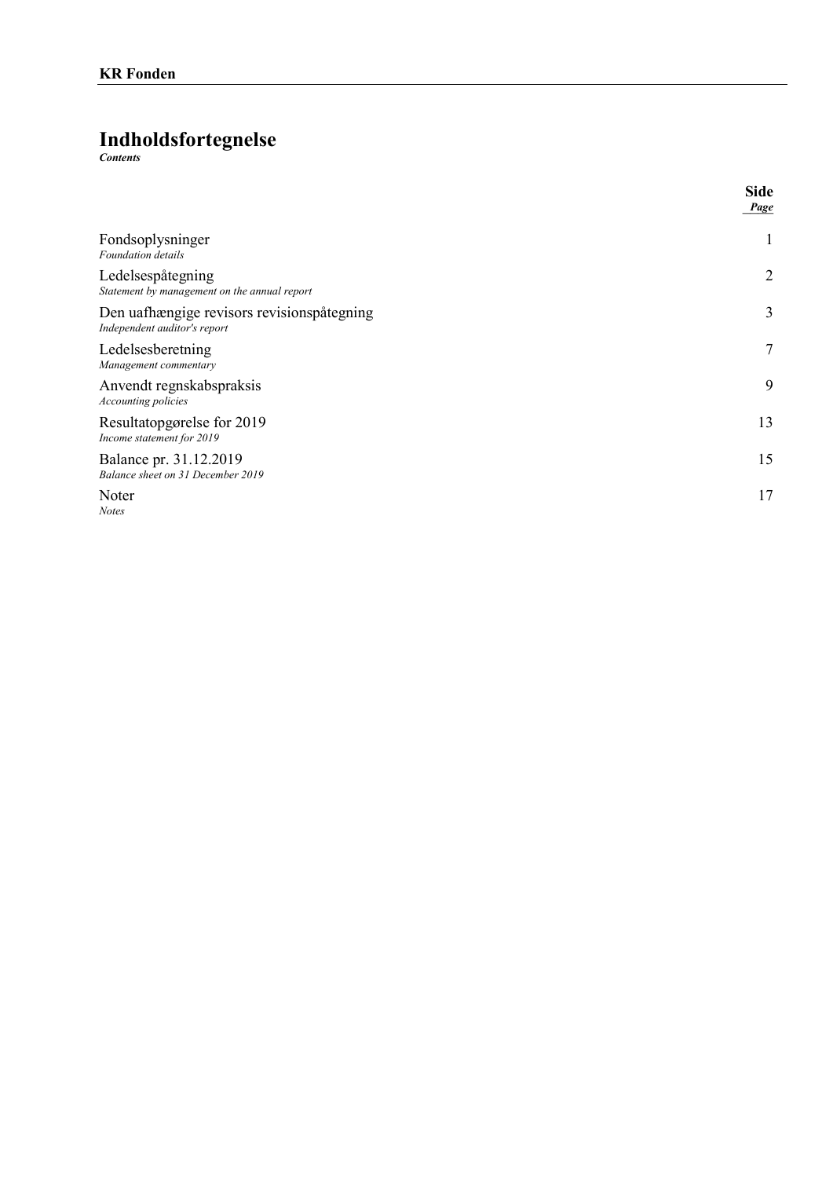# Indholdsfortegnelse

***Contents***

| | **Side** *Page* |
|---|---|
| Fondsoplysninger *Foundation details* | 1 |
| Ledelsespåtegning *Statement by management on the annual report* | 2 |
| Den uafhængige revisors revisionspåtegning *Independent auditor's report* | 3 |
| Ledelsesberetning *Management commentary* | 7 |
| Anvendt regnskabspraksis *Accounting policies* | 9 |
| Resultatopgørelse for 2019 *Income statement for 2019* | 13 |
| Balance pr. 31.12.2019 *Balance sheet on 31 December 2019* | 15 |
| Noter *Notes* | 17 |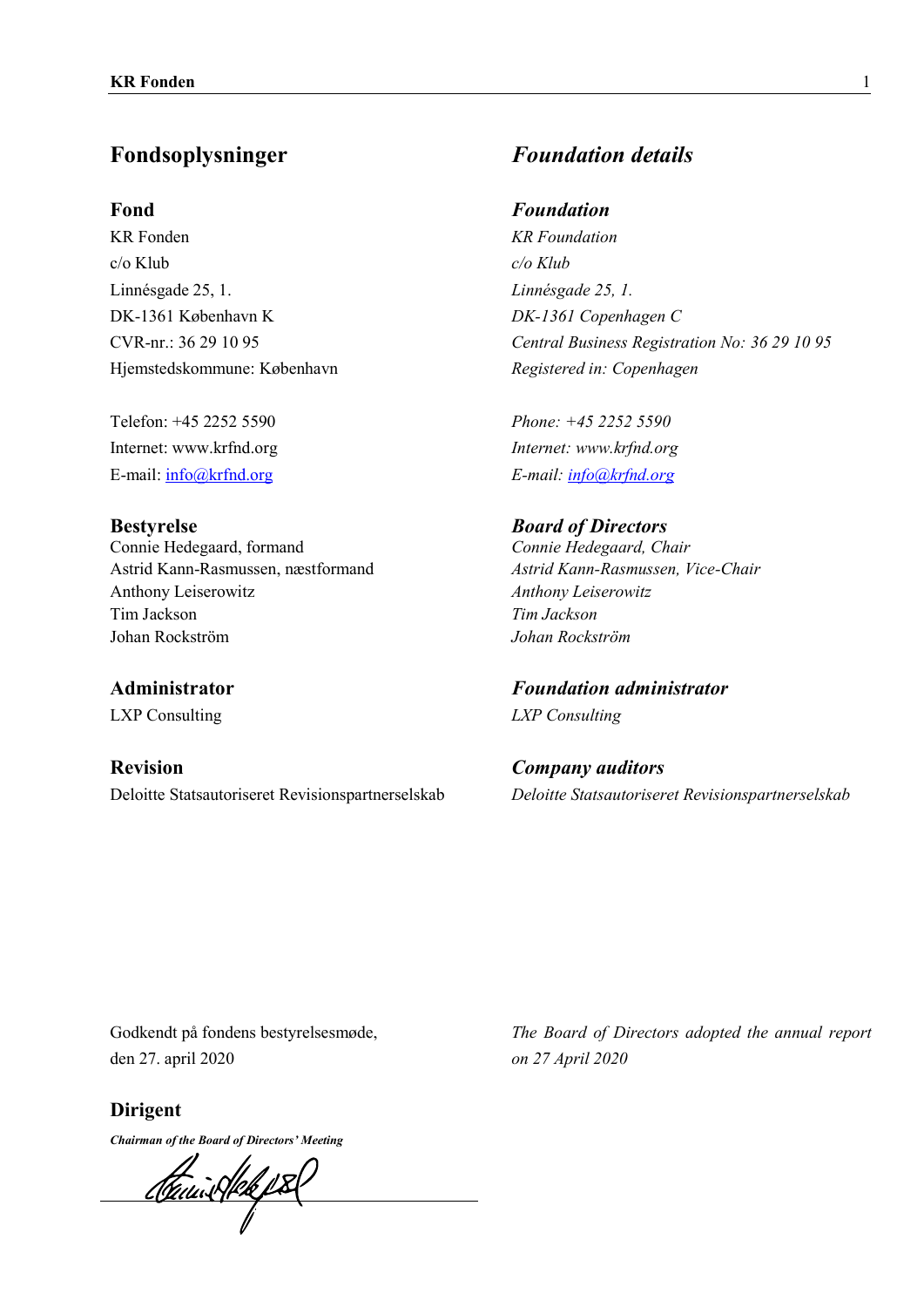## Fondsoplysninger

### Fond

KR Fonden
c/o Klub
Linnésgade 25, 1.
DK-1361 København K
CVR-nr.: 36 29 10 95
Hjemstedskommune: København

Telefon: +45 2252 5590
Internet: www.krfnd.org
E-mail: info@krfnd.org

### Bestyrelse

Connie Hedegaard, formand
Astrid Kann-Rasmussen, næstformand
Anthony Leiserowitz
Tim Jackson
Johan Rockström

### Administrator

LXP Consulting

### Revision

Deloitte Statsautoriseret Revisionspartnerselskab

## *Foundation details*

### *Foundation*

*KR Foundation*
*c/o Klub*
*Linnésgade 25, 1.*
*DK-1361 Copenhagen C*
*Central Business Registration No: 36 29 10 95*
*Registered in: Copenhagen*

*Phone: +45 2252 5590*
*Internet: www.krfnd.org*
*E-mail: info@krfnd.org*

### *Board of Directors*

*Connie Hedegaard, Chair*
*Astrid Kann-Rasmussen, Vice-Chair*
*Anthony Leiserowitz*
*Tim Jackson*
*Johan Rockström*

### *Foundation administrator*

*LXP Consulting*

### *Company auditors*

*Deloitte Statsautoriseret Revisionspartnerselskab*

Godkendt på fondens bestyrelsesmøde, den 27. april 2020

*The Board of Directors adopted the annual report on 27 April 2020*

### Dirigent

***Chairman of the Board of Directors' Meeting***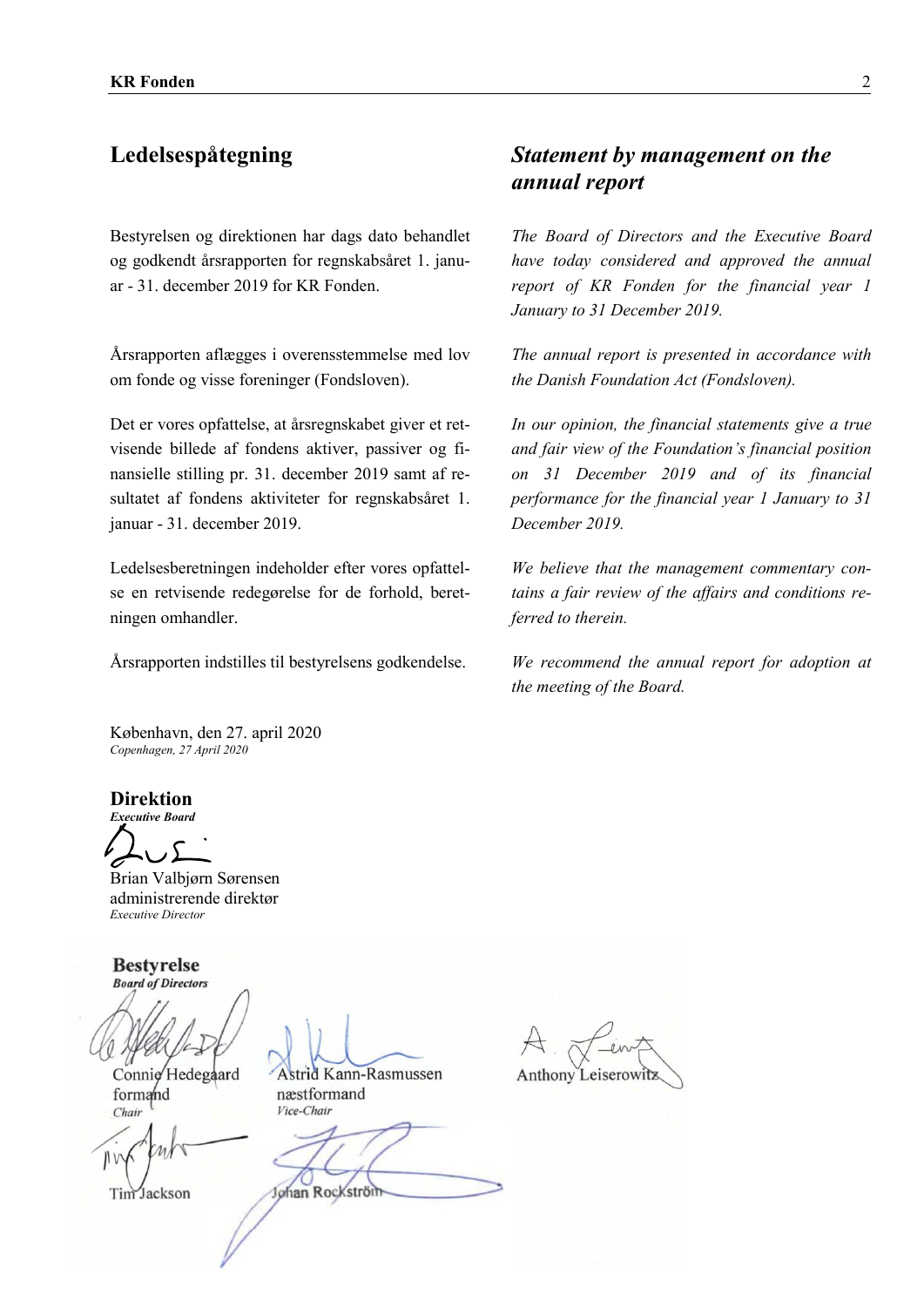## Ledelsespåtegning

## *Statement by management on the annual report*

Bestyrelsen og direktionen har dags dato behandlet og godkendt årsrapporten for regnskabsåret 1. januar - 31. december 2019 for KR Fonden.

*The Board of Directors and the Executive Board have today considered and approved the annual report of KR Fonden for the financial year 1 January to 31 December 2019.*

Årsrapporten aflægges i overensstemmelse med lov om fonde og visse foreninger (Fondsloven).

*The annual report is presented in accordance with the Danish Foundation Act (Fondsloven).*

Det er vores opfattelse, at årsregnskabet giver et retvisende billede af fondens aktiver, passiver og finansielle stilling pr. 31. december 2019 samt af resultatet af fondens aktiviteter for regnskabsåret 1. januar - 31. december 2019.

*In our opinion, the financial statements give a true and fair view of the Foundation's financial position on 31 December 2019 and of its financial performance for the financial year 1 January to 31 December 2019.*

Ledelsesberetningen indeholder efter vores opfattelse en retvisende redegørelse for de forhold, beretningen omhandler.

*We believe that the management commentary contains a fair review of the affairs and conditions referred to therein.*

Årsrapporten indstilles til bestyrelsens godkendelse.

*We recommend the annual report for adoption at the meeting of the Board.*

København, den 27. april 2020
*Copenhagen, 27 April 2020*

**Direktion**
***Executive Board***

Brian Valbjørn Sørensen
administrerende direktør
*Executive Director*

**Bestyrelse**
***Board of Directors***

Connie Hedegaard
formand
*Chair*

Astrid Kann-Rasmussen
næstformand
*Vice-Chair*

Anthony Leiserowitz

Tim Jackson

Johan Rockström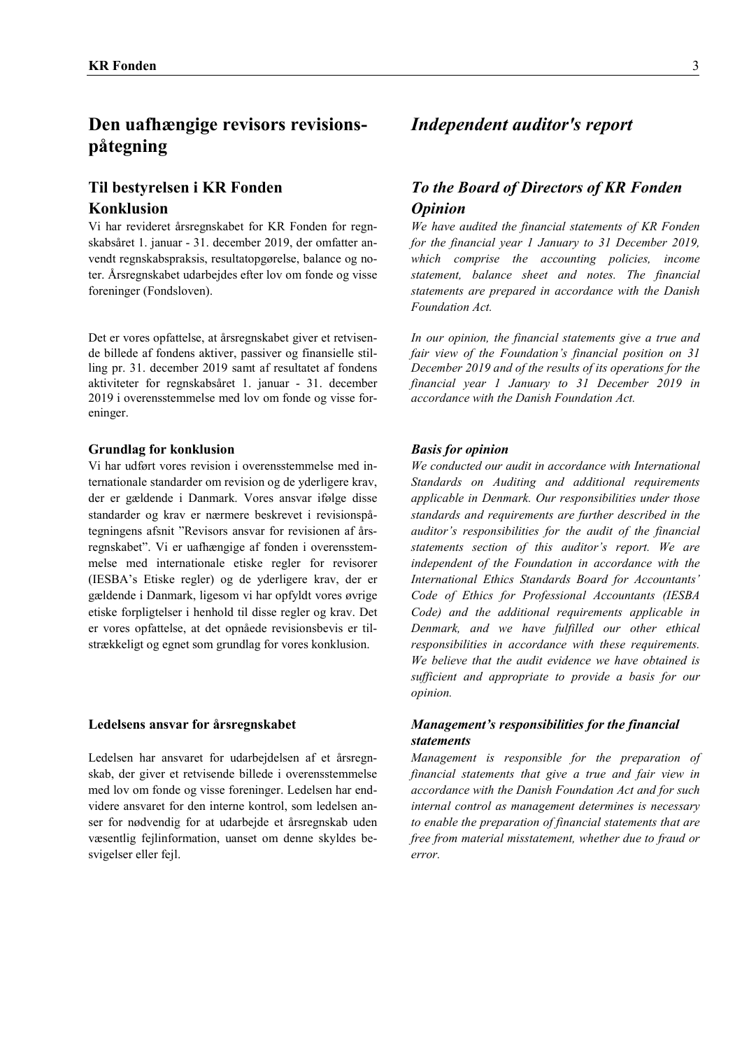# Den uafhængige revisors revisionspåtegning

## Til bestyrelsen i KR Fonden

## Konklusion

Vi har revideret årsregnskabet for KR Fonden for regnskabsåret 1. januar - 31. december 2019, der omfatter anvendt regnskabspraksis, resultatopgørelse, balance og noter. Årsregnskabet udarbejdes efter lov om fonde og visse foreninger (Fondsloven).

Det er vores opfattelse, at årsregnskabet giver et retvisende billede af fondens aktiver, passiver og finansielle stilling pr. 31. december 2019 samt af resultatet af fondens aktiviteter for regnskabsåret 1. januar - 31. december 2019 i overensstemmelse med lov om fonde og visse foreninger.

### Grundlag for konklusion

Vi har udført vores revision i overensstemmelse med internationale standarder om revision og de yderligere krav, der er gældende i Danmark. Vores ansvar ifølge disse standarder og krav er nærmere beskrevet i revisionspåtegningens afsnit "Revisors ansvar for revisionen af årsregnskabet". Vi er uafhængige af fonden i overensstemmelse med internationale etiske regler for revisorer (IESBA's Etiske regler) og de yderligere krav, der er gældende i Danmark, ligesom vi har opfyldt vores øvrige etiske forpligtelser i henhold til disse regler og krav. Det er vores opfattelse, at det opnåede revisionsbevis er tilstrækkeligt og egnet som grundlag for vores konklusion.

### Ledelsens ansvar for årsregnskabet

Ledelsen har ansvaret for udarbejdelsen af et årsregnskab, der giver et retvisende billede i overensstemmelse med lov om fonde og visse foreninger. Ledelsen har endvidere ansvaret for den interne kontrol, som ledelsen anser for nødvendig for at udarbejde et årsregnskab uden væsentlig fejlinformation, uanset om denne skyldes besvigelser eller fejl.

# *Independent auditor's report*

## *To the Board of Directors of KR Fonden*

## *Opinion*

*We have audited the financial statements of KR Fonden for the financial year 1 January to 31 December 2019, which comprise the accounting policies, income statement, balance sheet and notes. The financial statements are prepared in accordance with the Danish Foundation Act.*

*In our opinion, the financial statements give a true and fair view of the Foundation's financial position on 31 December 2019 and of the results of its operations for the financial year 1 January to 31 December 2019 in accordance with the Danish Foundation Act.*

### *Basis for opinion*

*We conducted our audit in accordance with International Standards on Auditing and additional requirements applicable in Denmark. Our responsibilities under those standards and requirements are further described in the auditor's responsibilities for the audit of the financial statements section of this auditor's report. We are independent of the Foundation in accordance with the International Ethics Standards Board for Accountants' Code of Ethics for Professional Accountants (IESBA Code) and the additional requirements applicable in Denmark, and we have fulfilled our other ethical responsibilities in accordance with these requirements. We believe that the audit evidence we have obtained is sufficient and appropriate to provide a basis for our opinion.*

### *Management's responsibilities for the financial statements*

*Management is responsible for the preparation of financial statements that give a true and fair view in accordance with the Danish Foundation Act and for such internal control as management determines is necessary to enable the preparation of financial statements that are free from material misstatement, whether due to fraud or error.*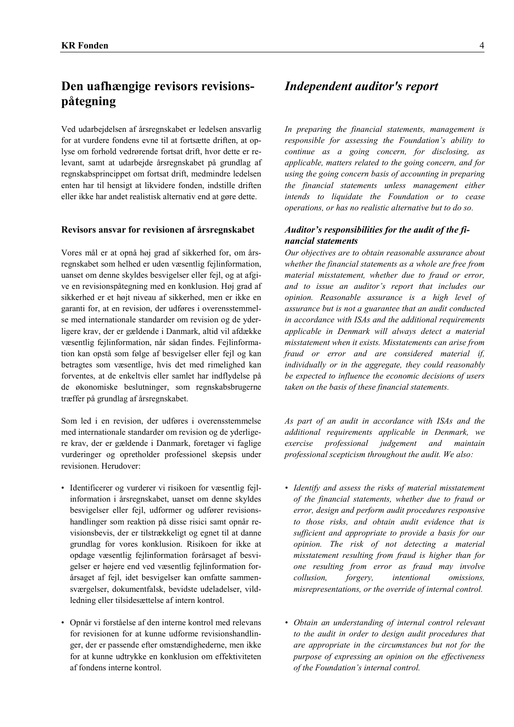# Den uafhængige revisors revisionspåtegning

Ved udarbejdelsen af årsregnskabet er ledelsen ansvarlig for at vurdere fondens evne til at fortsætte driften, at oplyse om forhold vedrørende fortsat drift, hvor dette er relevant, samt at udarbejde årsregnskabet på grundlag af regnskabsprincippet om fortsat drift, medmindre ledelsen enten har til hensigt at likvidere fonden, indstille driften eller ikke har andet realistisk alternativ end at gøre dette.

### Revisors ansvar for revisionen af årsregnskabet

Vores mål er at opnå høj grad af sikkerhed for, om årsregnskabet som helhed er uden væsentlig fejlinformation, uanset om denne skyldes besvigelser eller fejl, og at afgive en revisionspåtegning med en konklusion. Høj grad af sikkerhed er et højt niveau af sikkerhed, men er ikke en garanti for, at en revision, der udføres i overensstemmelse med internationale standarder om revision og de yderligere krav, der er gældende i Danmark, altid vil afdække væsentlig fejlinformation, når sådan findes. Fejlinformation kan opstå som følge af besvigelser eller fejl og kan betragtes som væsentlige, hvis det med rimelighed kan forventes, at de enkeltvis eller samlet har indflydelse på de økonomiske beslutninger, som regnskabsbrugerne træffer på grundlag af årsregnskabet.

Som led i en revision, der udføres i overensstemmelse med internationale standarder om revision og de yderligere krav, der er gældende i Danmark, foretager vi faglige vurderinger og opretholder professionel skepsis under revisionen. Herudover:

- Identificerer og vurderer vi risikoen for væsentlig fejlinformation i årsregnskabet, uanset om denne skyldes besvigelser eller fejl, udformer og udfører revisionshandlinger som reaktion på disse risici samt opnår revisionsbevis, der er tilstrækkeligt og egnet til at danne grundlag for vores konklusion. Risikoen for ikke at opdage væsentlig fejlinformation forårsaget af besvigelser er højere end ved væsentlig fejlinformation forårsaget af fejl, idet besvigelser kan omfatte sammensværgelser, dokumentfalsk, bevidste udeladelser, vildledning eller tilsidesættelse af intern kontrol.
- Opnår vi forståelse af den interne kontrol med relevans for revisionen for at kunne udforme revisionshandlinger, der er passende efter omstændighederne, men ikke for at kunne udtrykke en konklusion om effektiviteten af fondens interne kontrol.

# *Independent auditor's report*

*In preparing the financial statements, management is responsible for assessing the Foundation's ability to continue as a going concern, for disclosing, as applicable, matters related to the going concern, and for using the going concern basis of accounting in preparing the financial statements unless management either intends to liquidate the Foundation or to cease operations, or has no realistic alternative but to do so.*

### *Auditor's responsibilities for the audit of the financial statements*

*Our objectives are to obtain reasonable assurance about whether the financial statements as a whole are free from material misstatement, whether due to fraud or error, and to issue an auditor's report that includes our opinion. Reasonable assurance is a high level of assurance but is not a guarantee that an audit conducted in accordance with ISAs and the additional requirements applicable in Denmark will always detect a material misstatement when it exists. Misstatements can arise from fraud or error and are considered material if, individually or in the aggregate, they could reasonably be expected to influence the economic decisions of users taken on the basis of these financial statements.*

*As part of an audit in accordance with ISAs and the additional requirements applicable in Denmark, we exercise professional judgement and maintain professional scepticism throughout the audit. We also:*

- *Identify and assess the risks of material misstatement of the financial statements, whether due to fraud or error, design and perform audit procedures responsive to those risks, and obtain audit evidence that is sufficient and appropriate to provide a basis for our opinion. The risk of not detecting a material misstatement resulting from fraud is higher than for one resulting from error as fraud may involve collusion, forgery, intentional omissions, misrepresentations, or the override of internal control.*
- *Obtain an understanding of internal control relevant to the audit in order to design audit procedures that are appropriate in the circumstances but not for the purpose of expressing an opinion on the effectiveness of the Foundation's internal control.*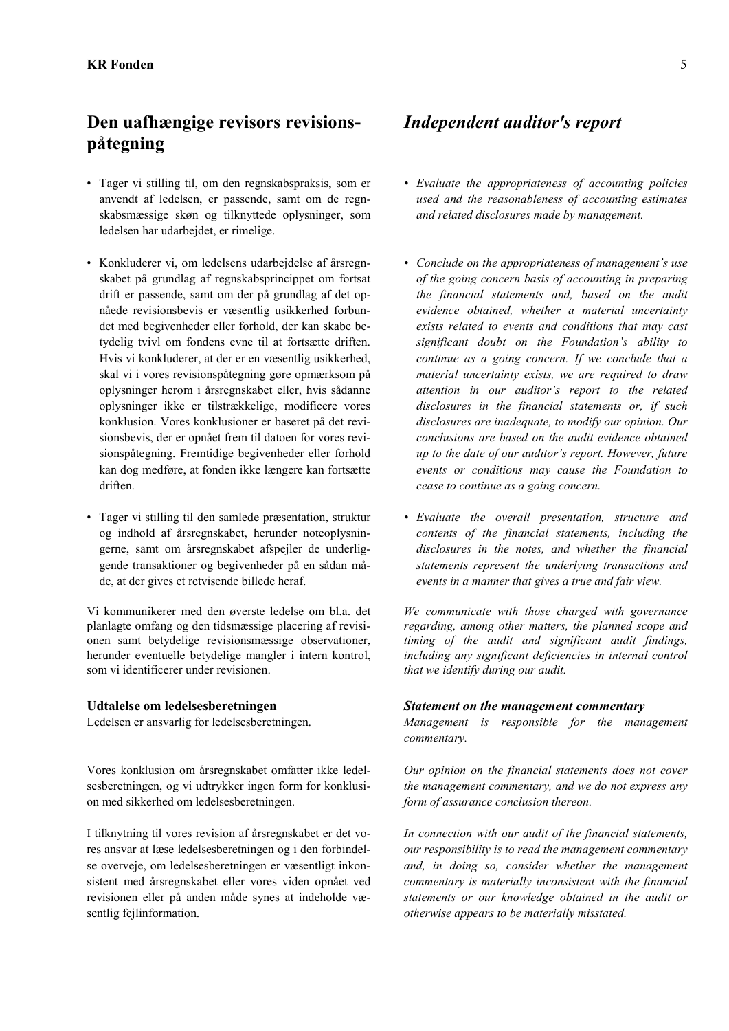## Den uafhængige revisors revisionspåtegning

- Tager vi stilling til, om den regnskabspraksis, som er anvendt af ledelsen, er passende, samt om de regnskabsmæssige skøn og tilknyttede oplysninger, som ledelsen har udarbejdet, er rimelige.

- Konkluderer vi, om ledelsens udarbejdelse af årsregnskabet på grundlag af regnskabsprincippet om fortsat drift er passende, samt om der på grundlag af det opnåede revisionsbevis er væsentlig usikkerhed forbundet med begivenheder eller forhold, der kan skabe betydelig tvivl om fondens evne til at fortsætte driften. Hvis vi konkluderer, at der er en væsentlig usikkerhed, skal vi i vores revisionspåtegning gøre opmærksom på oplysninger herom i årsregnskabet eller, hvis sådanne oplysninger ikke er tilstrækkelige, modificere vores konklusion. Vores konklusioner er baseret på det revisionsbevis, der er opnået frem til datoen for vores revisionspåtegning. Fremtidige begivenheder eller forhold kan dog medføre, at fonden ikke længere kan fortsætte driften.

- Tager vi stilling til den samlede præsentation, struktur og indhold af årsregnskabet, herunder noteoplysningerne, samt om årsregnskabet afspejler de underliggende transaktioner og begivenheder på en sådan måde, at der gives et retvisende billede heraf.

Vi kommunikerer med den øverste ledelse om bl.a. det planlagte omfang og den tidsmæssige placering af revisionen samt betydelige revisionsmæssige observationer, herunder eventuelle betydelige mangler i intern kontrol, som vi identificerer under revisionen.

### Udtalelse om ledelsesberetningen

Ledelsen er ansvarlig for ledelsesberetningen.

Vores konklusion om årsregnskabet omfatter ikke ledelsesberetningen, og vi udtrykker ingen form for konklusion med sikkerhed om ledelsesberetningen.

I tilknytning til vores revision af årsregnskabet er det vores ansvar at læse ledelsesberetningen og i den forbindelse overveje, om ledelsesberetningen er væsentligt inkonsistent med årsregnskabet eller vores viden opnået ved revisionen eller på anden måde synes at indeholde væsentlig fejlinformation.

## *Independent auditor's report*

- *Evaluate the appropriateness of accounting policies used and the reasonableness of accounting estimates and related disclosures made by management.*

- *Conclude on the appropriateness of management's use of the going concern basis of accounting in preparing the financial statements and, based on the audit evidence obtained, whether a material uncertainty exists related to events and conditions that may cast significant doubt on the Foundation's ability to continue as a going concern. If we conclude that a material uncertainty exists, we are required to draw attention in our auditor's report to the related disclosures in the financial statements or, if such disclosures are inadequate, to modify our opinion. Our conclusions are based on the audit evidence obtained up to the date of our auditor's report. However, future events or conditions may cause the Foundation to cease to continue as a going concern.*

- *Evaluate the overall presentation, structure and contents of the financial statements, including the disclosures in the notes, and whether the financial statements represent the underlying transactions and events in a manner that gives a true and fair view.*

*We communicate with those charged with governance regarding, among other matters, the planned scope and timing of the audit and significant audit findings, including any significant deficiencies in internal control that we identify during our audit.*

### *Statement on the management commentary*

*Management is responsible for the management commentary.*

*Our opinion on the financial statements does not cover the management commentary, and we do not express any form of assurance conclusion thereon.*

*In connection with our audit of the financial statements, our responsibility is to read the management commentary and, in doing so, consider whether the management commentary is materially inconsistent with the financial statements or our knowledge obtained in the audit or otherwise appears to be materially misstated.*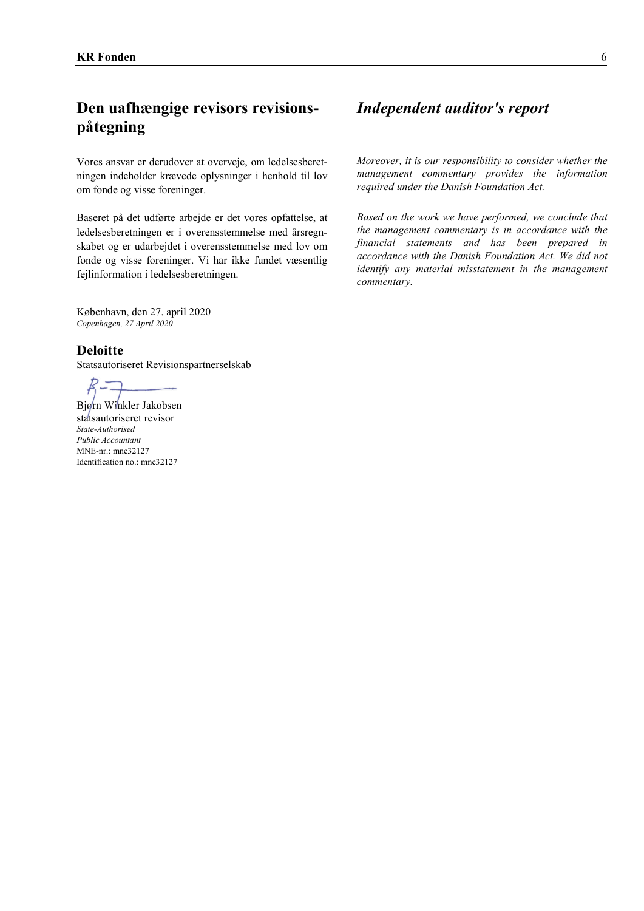## Den uafhængige revisors revisionspåtegning

*Independent auditor's report*

Vores ansvar er derudover at overveje, om ledelsesberetningen indeholder krævede oplysninger i henhold til lov om fonde og visse foreninger.

*Moreover, it is our responsibility to consider whether the management commentary provides the information required under the Danish Foundation Act.*

Baseret på det udførte arbejde er det vores opfattelse, at ledelsesberetningen er i overensstemmelse med årsregnskabet og er udarbejdet i overensstemmelse med lov om fonde og visse foreninger. Vi har ikke fundet væsentlig fejlinformation i ledelsesberetningen.

*Based on the work we have performed, we conclude that the management commentary is in accordance with the financial statements and has been prepared in accordance with the Danish Foundation Act. We did not identify any material misstatement in the management commentary.*

København, den 27. april 2020
*Copenhagen, 27 April 2020*

**Deloitte**
Statsautoriseret Revisionspartnerselskab

Bjørn Winkler Jakobsen
statsautoriseret revisor
*State-Authorised Public Accountant*
MNE-nr.: mne32127
Identification no.: mne32127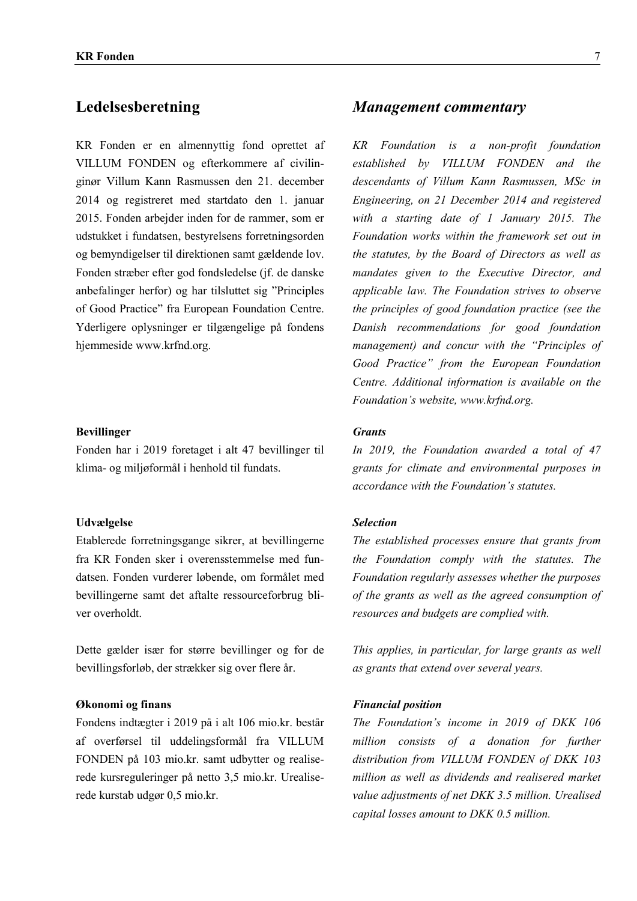## Ledelsesberetning

KR Fonden er en almennyttig fond oprettet af VILLUM FONDEN og efterkommere af civilingeniør Villum Kann Rasmussen den 21. december 2014 og registreret med startdato den 1. januar 2015. Fonden arbejder inden for de rammer, som er udstukket i fundatsen, bestyrelsens forretningsorden og bemyndigelser til direktionen samt gældende lov. Fonden stræber efter god fondsledelse (jf. de danske anbefalinger herfor) og har tilsluttet sig "Principles of Good Practice" fra European Foundation Centre. Yderligere oplysninger er tilgængelige på fondens hjemmeside www.krfnd.org.

**Bevillinger**

Fonden har i 2019 foretaget i alt 47 bevillinger til klima- og miljøformål i henhold til fundats.

**Udvælgelse**

Etablerede forretningsgange sikrer, at bevillingerne fra KR Fonden sker i overensstemmelse med fundatsen. Fonden vurderer løbende, om formålet med bevillingerne samt det aftalte ressourceforbrug bliver overholdt.

Dette gælder især for større bevillinger og for de bevillingsforløb, der strækker sig over flere år.

**Økonomi og finans**

Fondens indtægter i 2019 på i alt 106 mio.kr. består af overførsel til uddelingsformål fra VILLUM FONDEN på 103 mio.kr. samt udbytter og realiserede kursreguleringer på netto 3,5 mio.kr. Urealiserede kurstab udgør 0,5 mio.kr.

## *Management commentary*

*KR Foundation is a non-profit foundation established by VILLUM FONDEN and the descendants of Villum Kann Rasmussen, MSc in Engineering, on 21 December 2014 and registered with a starting date of 1 January 2015. The Foundation works within the framework set out in the statutes, by the Board of Directors as well as mandates given to the Executive Director, and applicable law. The Foundation strives to observe the principles of good foundation practice (see the Danish recommendations for good foundation management) and concur with the "Principles of Good Practice" from the European Foundation Centre. Additional information is available on the Foundation's website, www.krfnd.org.*

***Grants***

*In 2019, the Foundation awarded a total of 47 grants for climate and environmental purposes in accordance with the Foundation's statutes.*

***Selection***

*The established processes ensure that grants from the Foundation comply with the statutes. The Foundation regularly assesses whether the purposes of the grants as well as the agreed consumption of resources and budgets are complied with.*

*This applies, in particular, for large grants as well as grants that extend over several years.*

***Financial position***

*The Foundation's income in 2019 of DKK 106 million consists of a donation for further distribution from VILLUM FONDEN of DKK 103 million as well as dividends and realisered market value adjustments of net DKK 3.5 million. Unrealised capital losses amount to DKK 0.5 million.*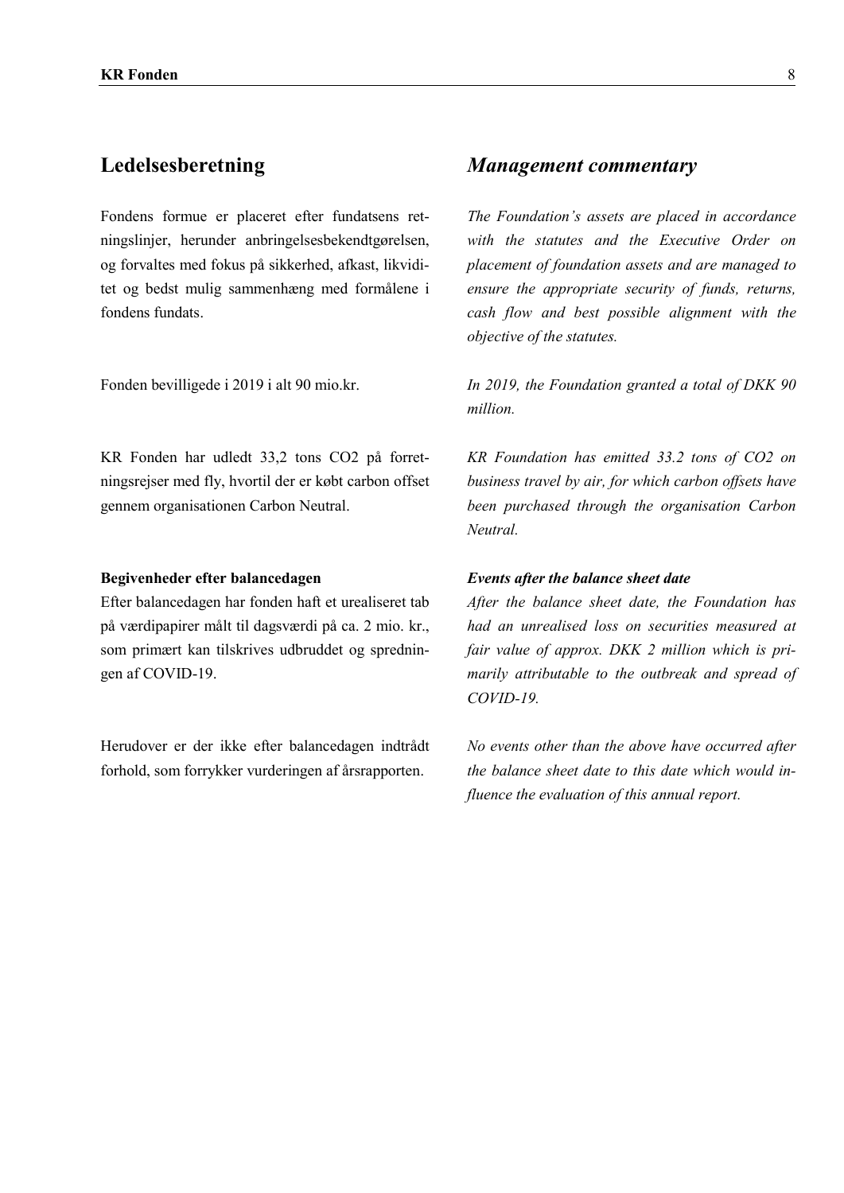## Ledelsesberetning

Fondens formue er placeret efter fundatsens retningslinjer, herunder anbringelsesbekendtgørelsen, og forvaltes med fokus på sikkerhed, afkast, likviditet og bedst mulig sammenhæng med formålene i fondens fundats.

Fonden bevilligede i 2019 i alt 90 mio.kr.

KR Fonden har udledt 33,2 tons CO2 på forretningsrejser med fly, hvortil der er købt carbon offset gennem organisationen Carbon Neutral.

**Begivenheder efter balancedagen**

Efter balancedagen har fonden haft et urealiseret tab på værdipapirer målt til dagsværdi på ca. 2 mio. kr., som primært kan tilskrives udbruddet og spredningen af COVID-19.

Herudover er der ikke efter balancedagen indtrådt forhold, som forrykker vurderingen af årsrapporten.

## *Management commentary*

*The Foundation's assets are placed in accordance with the statutes and the Executive Order on placement of foundation assets and are managed to ensure the appropriate security of funds, returns, cash flow and best possible alignment with the objective of the statutes.*

*In 2019, the Foundation granted a total of DKK 90 million.*

*KR Foundation has emitted 33.2 tons of CO2 on business travel by air, for which carbon offsets have been purchased through the organisation Carbon Neutral.*

***Events after the balance sheet date***

*After the balance sheet date, the Foundation has had an unrealised loss on securities measured at fair value of approx. DKK 2 million which is primarily attributable to the outbreak and spread of COVID-19.*

*No events other than the above have occurred after the balance sheet date to this date which would influence the evaluation of this annual report.*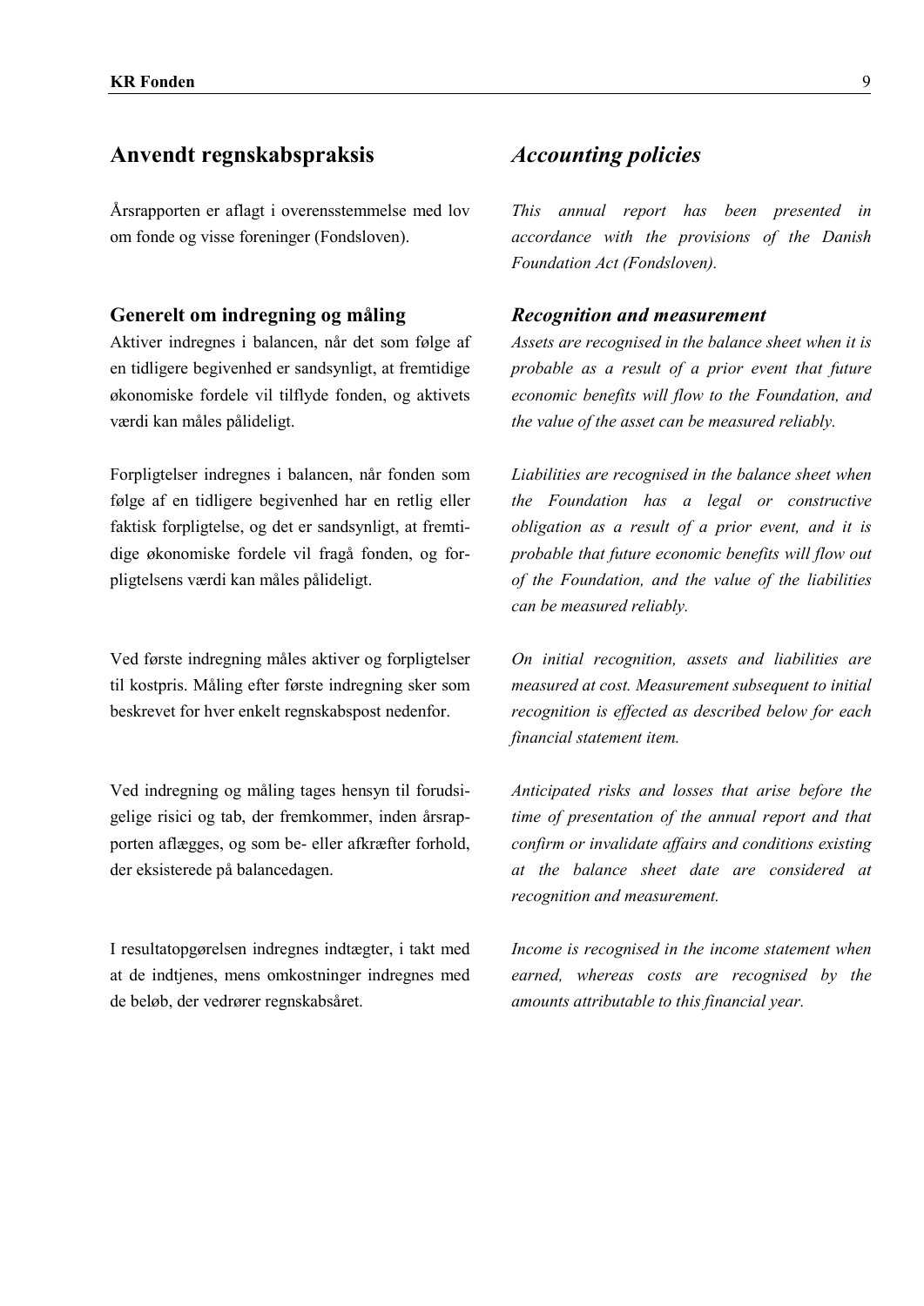## Anvendt regnskabspraksis

Årsrapporten er aflagt i overensstemmelse med lov om fonde og visse foreninger (Fondsloven).

### Generelt om indregning og måling

Aktiver indregnes i balancen, når det som følge af en tidligere begivenhed er sandsynligt, at fremtidige økonomiske fordele vil tilflyde fonden, og aktivets værdi kan måles pålideligt.

Forpligtelser indregnes i balancen, når fonden som følge af en tidligere begivenhed har en retlig eller faktisk forpligtelse, og det er sandsynligt, at fremtidige økonomiske fordele vil fragå fonden, og forpligtelsens værdi kan måles pålideligt.

Ved første indregning måles aktiver og forpligtelser til kostpris. Måling efter første indregning sker som beskrevet for hver enkelt regnskabspost nedenfor.

Ved indregning og måling tages hensyn til forudsigelige risici og tab, der fremkommer, inden årsrapporten aflægges, og som be- eller afkræfter forhold, der eksisterede på balancedagen.

I resultatopgørelsen indregnes indtægter, i takt med at de indtjenes, mens omkostninger indregnes med de beløb, der vedrører regnskabsåret.

## *Accounting policies*

*This annual report has been presented in accordance with the provisions of the Danish Foundation Act (Fondsloven).*

### *Recognition and measurement*

*Assets are recognised in the balance sheet when it is probable as a result of a prior event that future economic benefits will flow to the Foundation, and the value of the asset can be measured reliably.*

*Liabilities are recognised in the balance sheet when the Foundation has a legal or constructive obligation as a result of a prior event, and it is probable that future economic benefits will flow out of the Foundation, and the value of the liabilities can be measured reliably.*

*On initial recognition, assets and liabilities are measured at cost. Measurement subsequent to initial recognition is effected as described below for each financial statement item.*

*Anticipated risks and losses that arise before the time of presentation of the annual report and that confirm or invalidate affairs and conditions existing at the balance sheet date are considered at recognition and measurement.*

*Income is recognised in the income statement when earned, whereas costs are recognised by the amounts attributable to this financial year.*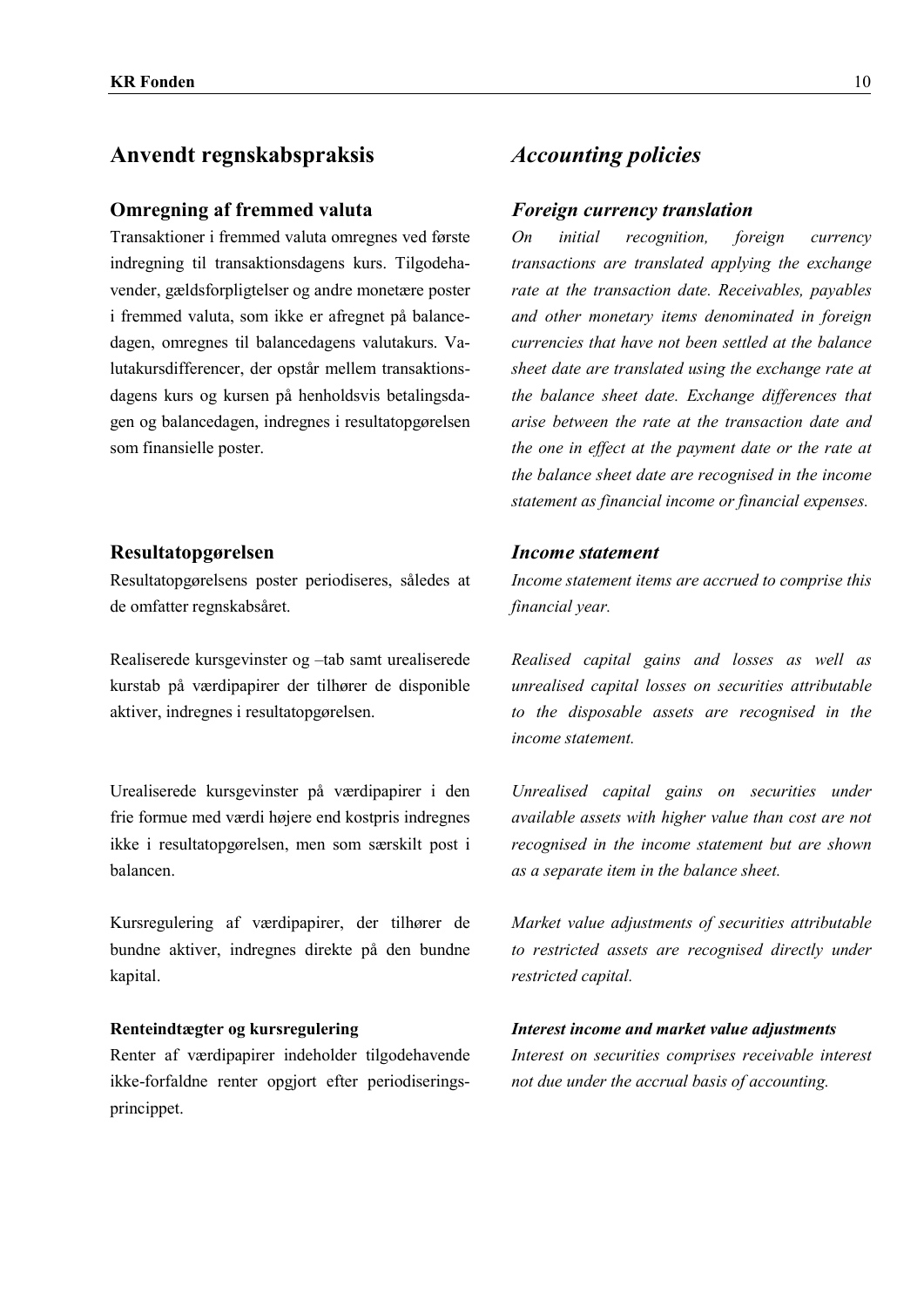# Anvendt regnskabspraksis

## Omregning af fremmed valuta

Transaktioner i fremmed valuta omregnes ved første indregning til transaktionsdagens kurs. Tilgodehavender, gældsforpligtelser og andre monetære poster i fremmed valuta, som ikke er afregnet på balancedagen, omregnes til balancedagens valutakurs. Valutakursdifferencer, der opstår mellem transaktionsdagens kurs og kursen på henholdsvis betalingsdagen og balancedagen, indregnes i resultatopgørelsen som finansielle poster.

## Resultatopgørelsen

Resultatopgørelsens poster periodiseres, således at de omfatter regnskabsåret.

Realiserede kursgevinster og –tab samt urealiserede kurstab på værdipapirer der tilhører de disponible aktiver, indregnes i resultatopgørelsen.

Urealiserede kursgevinster på værdipapirer i den frie formue med værdi højere end kostpris indregnes ikke i resultatopgørelsen, men som særskilt post i balancen.

Kursregulering af værdipapirer, der tilhører de bundne aktiver, indregnes direkte på den bundne kapital.

### Renteindtægter og kursregulering

Renter af værdipapirer indeholder tilgodehavende ikke-forfaldne renter opgjort efter periodiseringsprincippet.

# *Accounting policies*

## *Foreign currency translation*

*On initial recognition, foreign currency transactions are translated applying the exchange rate at the transaction date. Receivables, payables and other monetary items denominated in foreign currencies that have not been settled at the balance sheet date are translated using the exchange rate at the balance sheet date. Exchange differences that arise between the rate at the transaction date and the one in effect at the payment date or the rate at the balance sheet date are recognised in the income statement as financial income or financial expenses.*

## *Income statement*

*Income statement items are accrued to comprise this financial year.*

*Realised capital gains and losses as well as unrealised capital losses on securities attributable to the disposable assets are recognised in the income statement.*

*Unrealised capital gains on securities under available assets with higher value than cost are not recognised in the income statement but are shown as a separate item in the balance sheet.*

*Market value adjustments of securities attributable to restricted assets are recognised directly under restricted capital.*

### *Interest income and market value adjustments*

*Interest on securities comprises receivable interest not due under the accrual basis of accounting.*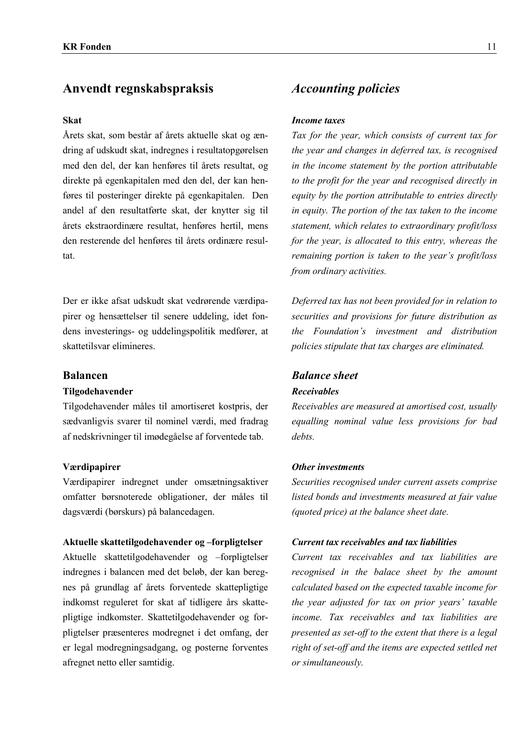## Anvendt regnskabspraksis

**Skat**

Årets skat, som består af årets aktuelle skat og ændring af udskudt skat, indregnes i resultatopgørelsen med den del, der kan henføres til årets resultat, og direkte på egenkapitalen med den del, der kan henføres til posteringer direkte på egenkapitalen. Den andel af den resultatførte skat, der knytter sig til årets ekstraordinære resultat, henføres hertil, mens den resterende del henføres til årets ordinære resultat.

Der er ikke afsat udskudt skat vedrørende værdipapirer og hensættelser til senere uddeling, idet fondens investerings- og uddelingspolitik medfører, at skattetilsvar elimineres.

### Balancen

**Tilgodehavender**

Tilgodehavender måles til amortiseret kostpris, der sædvanligvis svarer til nominel værdi, med fradrag af nedskrivninger til imødegåelse af forventede tab.

**Værdipapirer**

Værdipapirer indregnet under omsætningsaktiver omfatter børsnoterede obligationer, der måles til dagsværdi (børskurs) på balancedagen.

**Aktuelle skattetilgodehavender og –forpligtelser**

Aktuelle skattetilgodehavender og –forpligtelser indregnes i balancen med det beløb, der kan beregnes på grundlag af årets forventede skattepligtige indkomst reguleret for skat af tidligere års skattepligtige indkomster. Skattetilgodehavender og forpligtelser præsenteres modregnet i det omfang, der er legal modregningsadgang, og posterne forventes afregnet netto eller samtidig.

## *Accounting policies*

***Income taxes***

*Tax for the year, which consists of current tax for the year and changes in deferred tax, is recognised in the income statement by the portion attributable to the profit for the year and recognised directly in equity by the portion attributable to entries directly in equity. The portion of the tax taken to the income statement, which relates to extraordinary profit/loss for the year, is allocated to this entry, whereas the remaining portion is taken to the year's profit/loss from ordinary activities.*

*Deferred tax has not been provided for in relation to securities and provisions for future distribution as the Foundation's investment and distribution policies stipulate that tax charges are eliminated.*

### *Balance sheet*

***Receivables***

*Receivables are measured at amortised cost, usually equalling nominal value less provisions for bad debts.*

***Other investments***

*Securities recognised under current assets comprise listed bonds and investments measured at fair value (quoted price) at the balance sheet date.*

***Current tax receivables and tax liabilities***

*Current tax receivables and tax liabilities are recognised in the balace sheet by the amount calculated based on the expected taxable income for the year adjusted for tax on prior years' taxable income. Tax receivables and tax liabilities are presented as set-off to the extent that there is a legal right of set-off and the items are expected settled net or simultaneously.*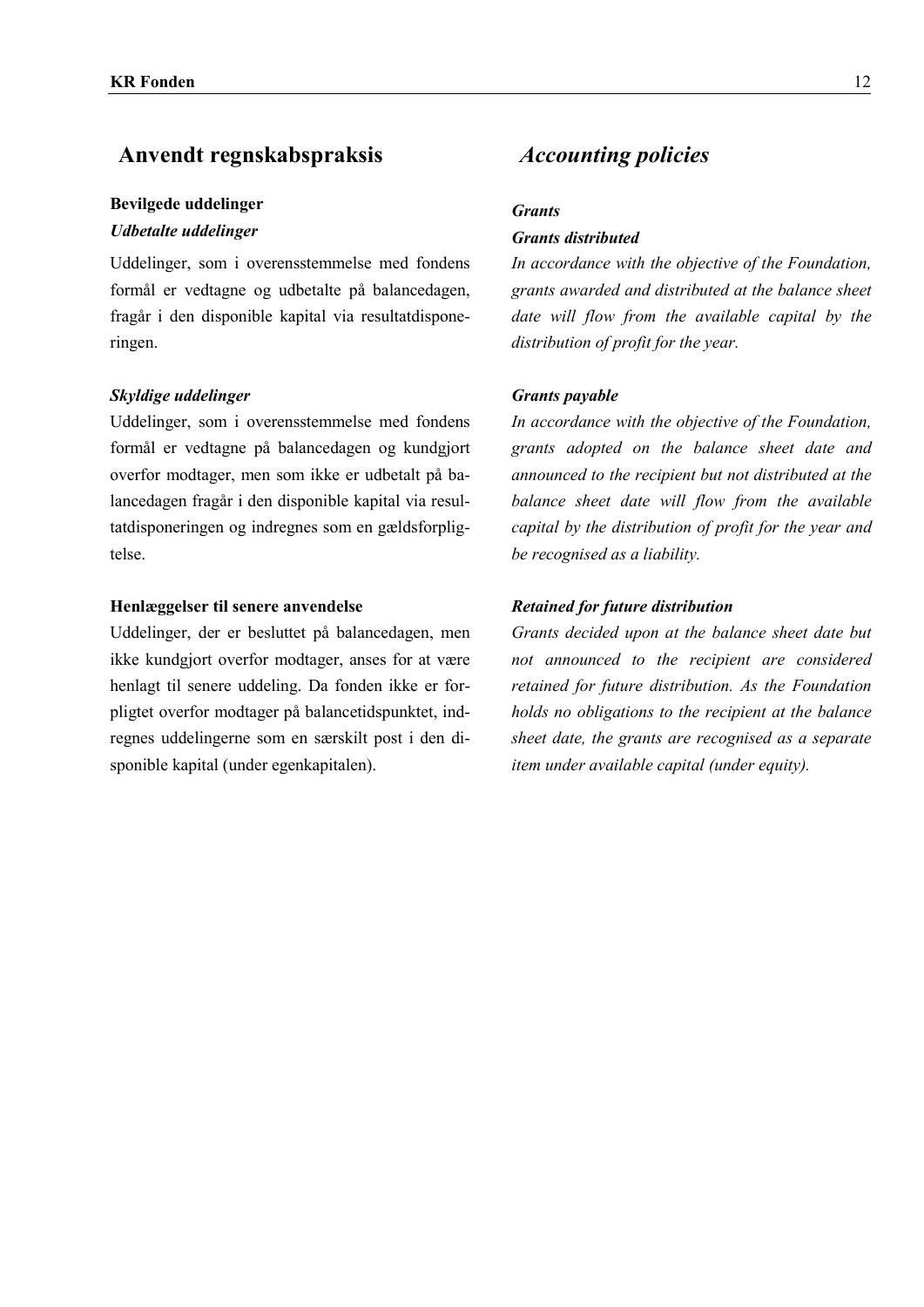## Anvendt regnskabspraksis

### Bevilgede uddelinger

#### *Udbetalte uddelinger*

Uddelinger, som i overensstemmelse med fondens formål er vedtagne og udbetalte på balancedagen, fragår i den disponible kapital via resultatdisponeringen.

#### *Skyldige uddelinger*

Uddelinger, som i overensstemmelse med fondens formål er vedtagne på balancedagen og kundgjort overfor modtager, men som ikke er udbetalt på balancedagen fragår i den disponible kapital via resultatdisponeringen og indregnes som en gældsforpligtelse.

#### Henlæggelser til senere anvendelse

Uddelinger, der er besluttet på balancedagen, men ikke kundgjort overfor modtager, anses for at være henlagt til senere uddeling. Da fonden ikke er forpligtet overfor modtager på balancetidspunktet, indregnes uddelingerne som en særskilt post i den disponible kapital (under egenkapitalen).

## *Accounting policies*

### *Grants*

#### *Grants distributed*

*In accordance with the objective of the Foundation, grants awarded and distributed at the balance sheet date will flow from the available capital by the distribution of profit for the year.*

#### *Grants payable*

*In accordance with the objective of the Foundation, grants adopted on the balance sheet date and announced to the recipient but not distributed at the balance sheet date will flow from the available capital by the distribution of profit for the year and be recognised as a liability.*

#### *Retained for future distribution*

*Grants decided upon at the balance sheet date but not announced to the recipient are considered retained for future distribution. As the Foundation holds no obligations to the recipient at the balance sheet date, the grants are recognised as a separate item under available capital (under equity).*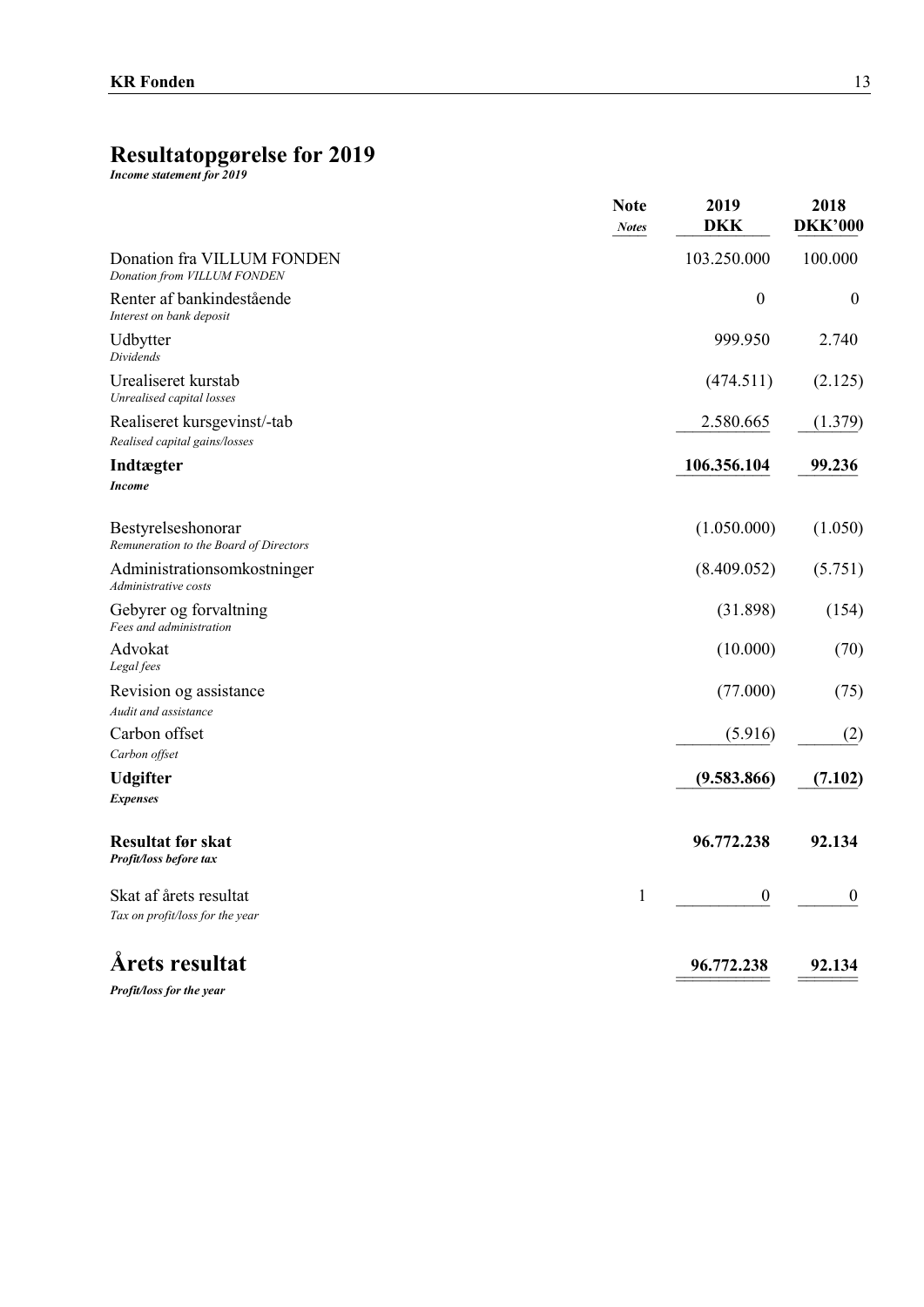# Resultatopgørelse for 2019

***Income statement for 2019***

| | Note<br>*Notes* | 2019<br>DKK | 2018<br>DKK'000 |
|---|---|---|---|
| Donation fra VILLUM FONDEN<br>*Donation from VILLUM FONDEN* | | 103.250.000 | 100.000 |
| Renter af bankindestående<br>*Interest on bank deposit* | | 0 | 0 |
| Udbytter<br>*Dividends* | | 999.950 | 2.740 |
| Urealiseret kurstab<br>*Unrealised capital losses* | | (474.511) | (2.125) |
| Realiseret kursgevinst/-tab<br>*Realised capital gains/losses* | | 2.580.665 | (1.379) |
| **Indtægter**<br>***Income*** | | **106.356.104** | **99.236** |
| Bestyrelseshonorar<br>*Remuneration to the Board of Directors* | | (1.050.000) | (1.050) |
| Administrationsomkostninger<br>*Administrative costs* | | (8.409.052) | (5.751) |
| Gebyrer og forvaltning<br>*Fees and administration* | | (31.898) | (154) |
| Advokat<br>*Legal fees* | | (10.000) | (70) |
| Revision og assistance<br>*Audit and assistance* | | (77.000) | (75) |
| Carbon offset<br>*Carbon offset* | | (5.916) | (2) |
| **Udgifter**<br>***Expenses*** | | **(9.583.866)** | **(7.102)** |
| **Resultat før skat**<br>***Profit/loss before tax*** | | **96.772.238** | **92.134** |
| Skat af årets resultat<br>*Tax on profit/loss for the year* | 1 | 0 | 0 |
| **Årets resultat**<br>***Profit/loss for the year*** | | **96.772.238** | **92.134** |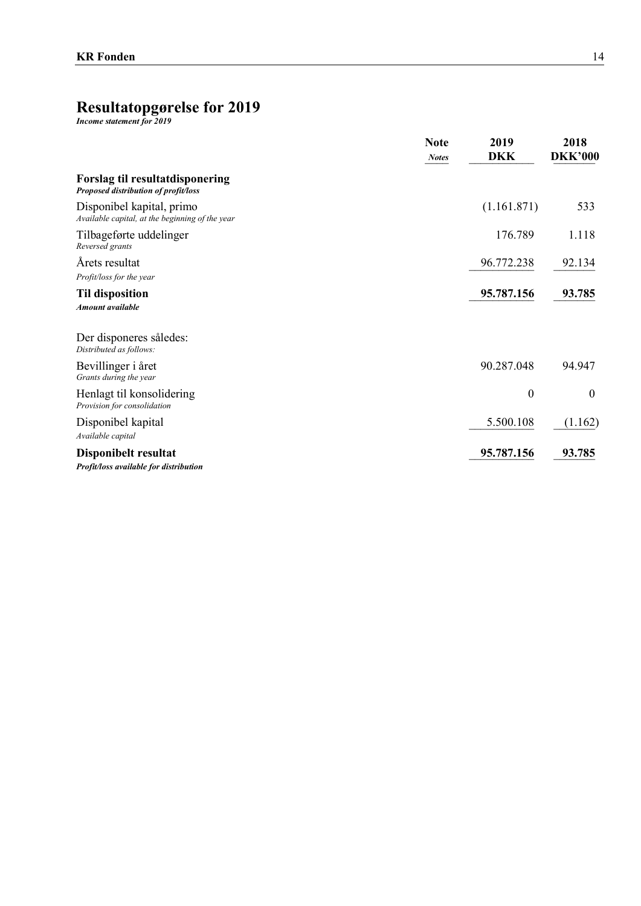# Resultatopgørelse for 2019

***Income statement for 2019***

| | Note<br>*Notes* | 2019<br>DKK | 2018<br>DKK'000 |
|---|---|---|---|
| **Forslag til resultatdisponering**<br>***Proposed distribution of profit/loss*** | | | |
| Disponibel kapital, primo<br>*Available capital, at the beginning of the year* | | (1.161.871) | 533 |
| Tilbageførte uddelinger<br>*Reversed grants* | | 176.789 | 1.118 |
| Årets resultat<br>*Profit/loss for the year* | | 96.772.238 | 92.134 |
| **Til disposition**<br>***Amount available*** | | **95.787.156** | **93.785** |
| Der disponeres således:<br>*Distributed as follows:* | | | |
| Bevillinger i året<br>*Grants during the year* | | 90.287.048 | 94.947 |
| Henlagt til konsolidering<br>*Provision for consolidation* | | 0 | 0 |
| Disponibel kapital<br>*Available capital* | | 5.500.108 | (1.162) |
| **Disponibelt resultat**<br>***Profit/loss available for distribution*** | | **95.787.156** | **93.785** |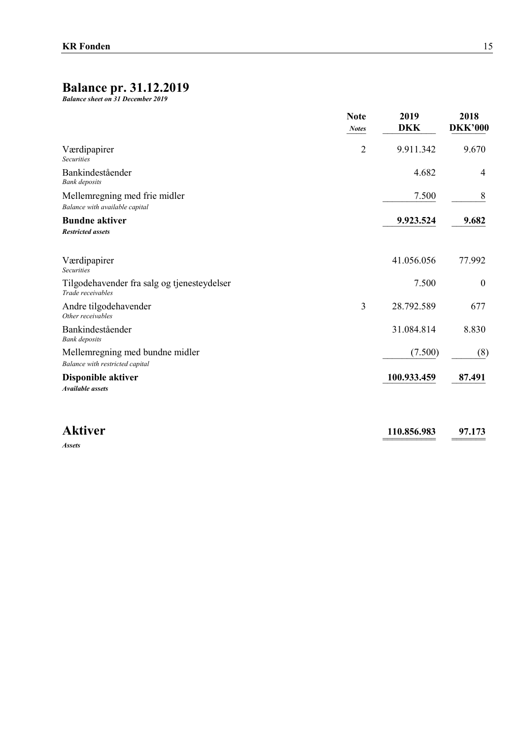# Balance pr. 31.12.2019

***Balance sheet on 31 December 2019***

| | Note<br>*Notes* | 2019<br>DKK | 2018<br>DKK'000 |
|---|---|---|---|
| Værdipapirer<br>*Securities* | 2 | 9.911.342 | 9.670 |
| Bankindeståender<br>*Bank deposits* | | 4.682 | 4 |
| Mellemregning med frie midler<br>*Balance with available capital* | | 7.500 | 8 |
| **Bundne aktiver**<br>***Restricted assets*** | | **9.923.524** | **9.682** |
| Værdipapirer<br>*Securities* | | 41.056.056 | 77.992 |
| Tilgodehavender fra salg og tjenesteydelser<br>*Trade receivables* | | 7.500 | 0 |
| Andre tilgodehavender<br>*Other receivables* | 3 | 28.792.589 | 677 |
| Bankindeståender<br>*Bank deposits* | | 31.084.814 | 8.830 |
| Mellemregning med bundne midler<br>*Balance with restricted capital* | | (7.500) | (8) |
| **Disponible aktiver**<br>***Available assets*** | | **100.933.459** | **87.491** |
| **Aktiver**<br>***Assets*** | | **110.856.983** | **97.173** |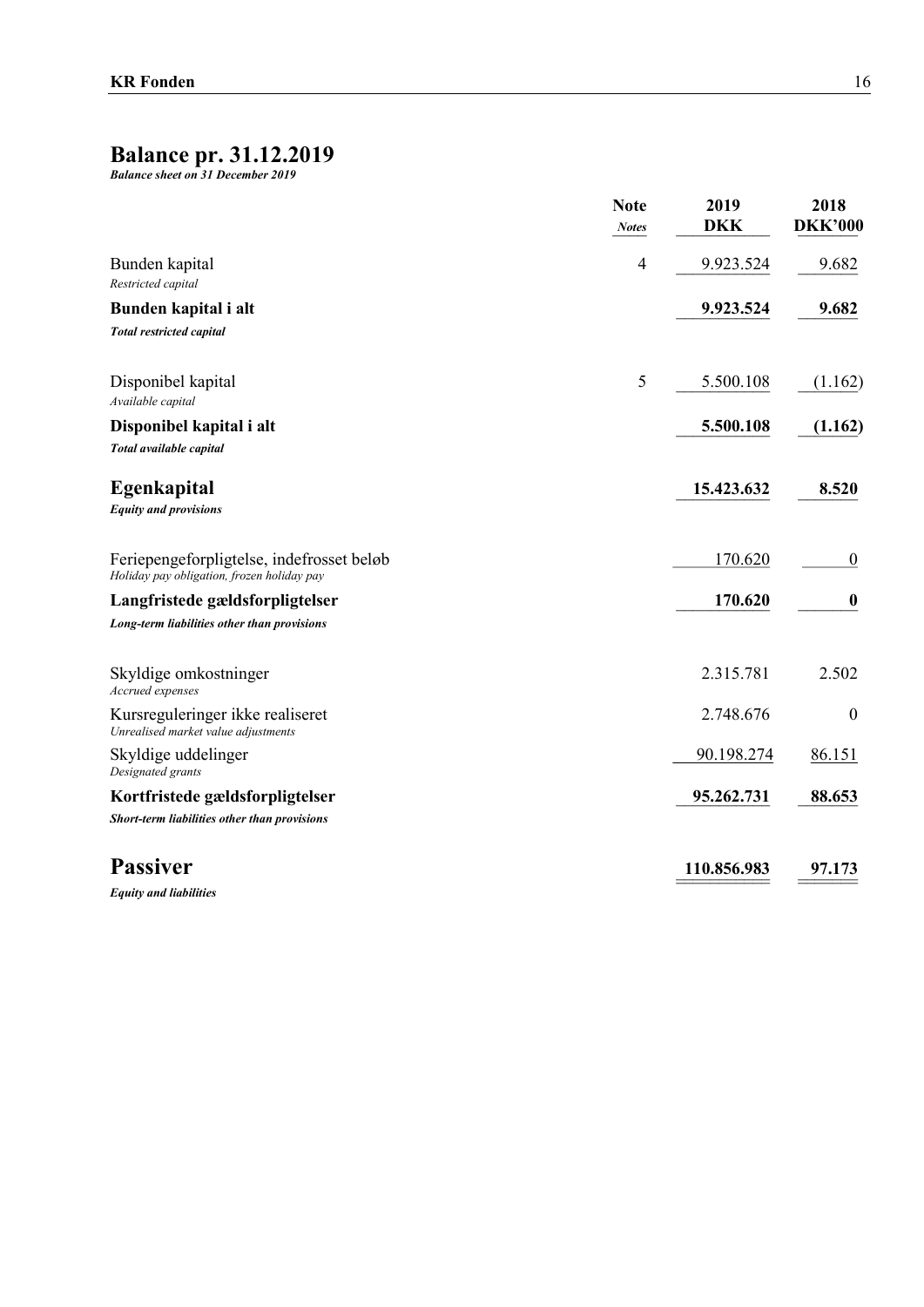# Balance pr. 31.12.2019

***Balance sheet on 31 December 2019***

| | Note<br>*Notes* | 2019<br>DKK | 2018<br>DKK'000 |
|---|---|---|---|
| Bunden kapital<br>*Restricted capital* | 4 | 9.923.524 | 9.682 |
| **Bunden kapital i alt**<br>***Total restricted capital*** | | **9.923.524** | **9.682** |
| Disponibel kapital<br>*Available capital* | 5 | 5.500.108 | (1.162) |
| **Disponibel kapital i alt**<br>***Total available capital*** | | **5.500.108** | **(1.162)** |
| **Egenkapital**<br>***Equity and provisions*** | | **15.423.632** | **8.520** |
| Feriepengeforpligtelse, indefrosset beløb<br>*Holiday pay obligation, frozen holiday pay* | | 170.620 | 0 |
| **Langfristede gældsforpligtelser**<br>***Long-term liabilities other than provisions*** | | **170.620** | **0** |
| Skyldige omkostninger<br>*Accrued expenses* | | 2.315.781 | 2.502 |
| Kursreguleringer ikke realiseret<br>*Unrealised market value adjustments* | | 2.748.676 | 0 |
| Skyldige uddelinger<br>*Designated grants* | | 90.198.274 | 86.151 |
| **Kortfristede gældsforpligtelser**<br>***Short-term liabilities other than provisions*** | | **95.262.731** | **88.653** |
| **Passiver**<br>***Equity and liabilities*** | | **110.856.983** | **97.173** |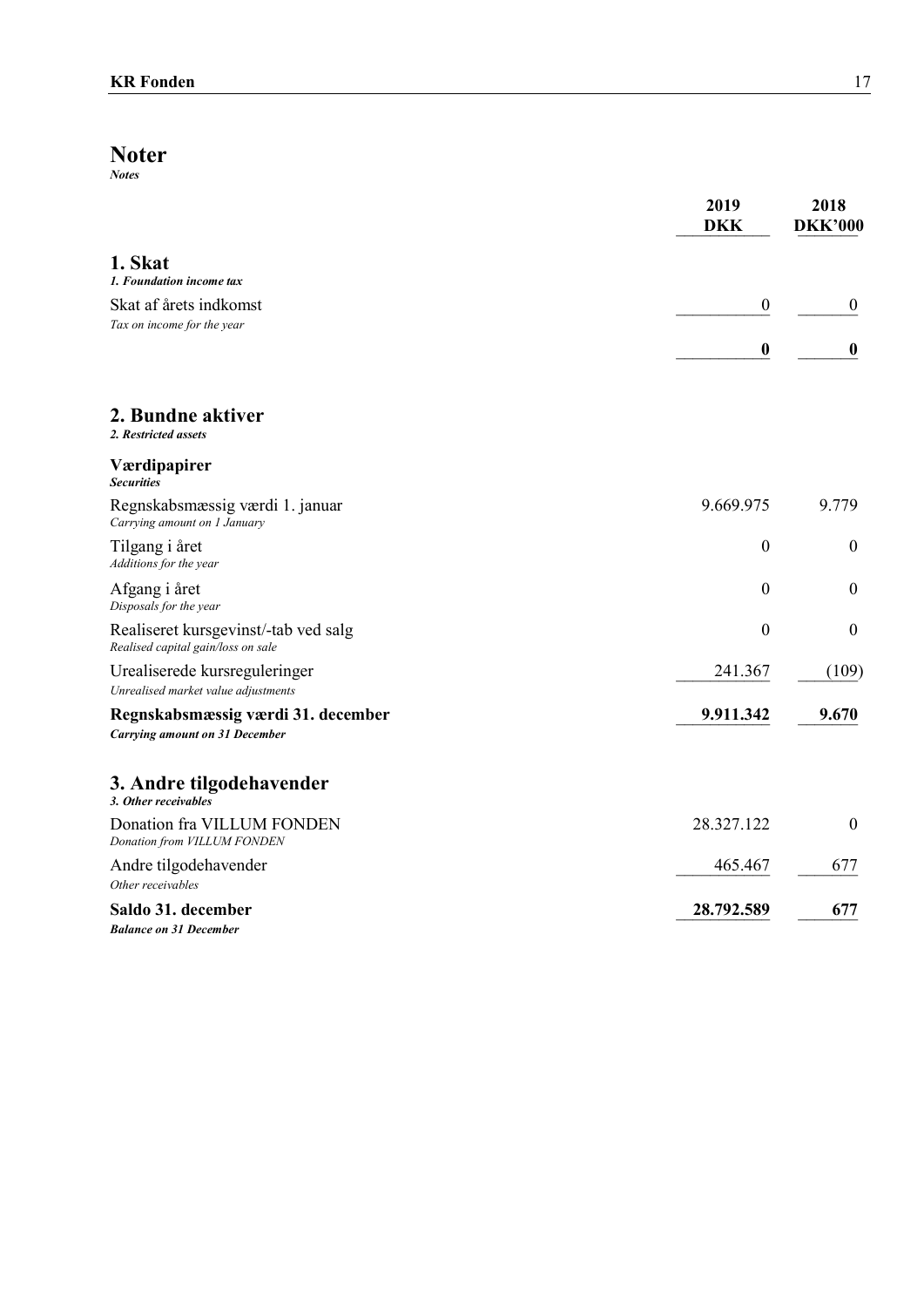# Noter

*Notes*

| | 2019 DKK | 2018 DKK'000 |
|---|---|---|
| **1. Skat** *1. Foundation income tax* | | |
| Skat af årets indkomst *Tax on income for the year* | 0 | 0 |
| | **0** | **0** |

| | 2019 DKK | 2018 DKK'000 |
|---|---|---|
| **2. Bundne aktiver** *2. Restricted assets* | | |
| **Værdipapirer** ***Securities*** | | |
| Regnskabsmæssig værdi 1. januar *Carrying amount on 1 January* | 9.669.975 | 9.779 |
| Tilgang i året *Additions for the year* | 0 | 0 |
| Afgang i året *Disposals for the year* | 0 | 0 |
| Realiseret kursgevinst/-tab ved salg *Realised capital gain/loss on sale* | 0 | 0 |
| Urealiserede kursreguleringer *Unrealised market value adjustments* | 241.367 | (109) |
| **Regnskabsmæssig værdi 31. december** ***Carrying amount on 31 December*** | **9.911.342** | **9.670** |

| | 2019 DKK | 2018 DKK'000 |
|---|---|---|
| **3. Andre tilgodehavender** *3. Other receivables* | | |
| Donation fra VILLUM FONDEN *Donation from VILLUM FONDEN* | 28.327.122 | 0 |
| Andre tilgodehavender *Other receivables* | 465.467 | 677 |
| **Saldo 31. december** ***Balance on 31 December*** | **28.792.589** | **677** |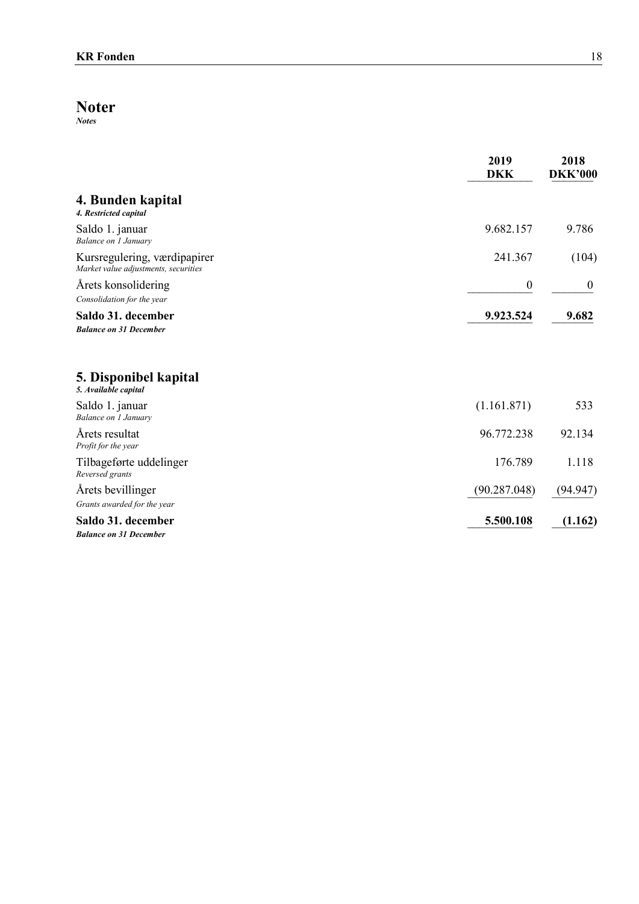# Noter

*Notes*

| | 2019 DKK | 2018 DKK'000 |
|---|---|---|
| **4. Bunden kapital** | | |
| ***4. Restricted capital*** | | |
| Saldo 1. januar *Balance on 1 January* | 9.682.157 | 9.786 |
| Kursregulering, værdipapirer *Market value adjustments, securities* | 241.367 | (104) |
| Årets konsolidering *Consolidation for the year* | 0 | 0 |
| **Saldo 31. december** ***Balance on 31 December*** | **9.923.524** | **9.682** |

| | 2019 DKK | 2018 DKK'000 |
|---|---|---|
| **5. Disponibel kapital** | | |
| ***5. Available capital*** | | |
| Saldo 1. januar *Balance on 1 January* | (1.161.871) | 533 |
| Årets resultat *Profit for the year* | 96.772.238 | 92.134 |
| Tilbageførte uddelinger *Reversed grants* | 176.789 | 1.118 |
| Årets bevillinger *Grants awarded for the year* | (90.287.048) | (94.947) |
| **Saldo 31. december** ***Balance on 31 December*** | **5.500.108** | **(1.162)** |